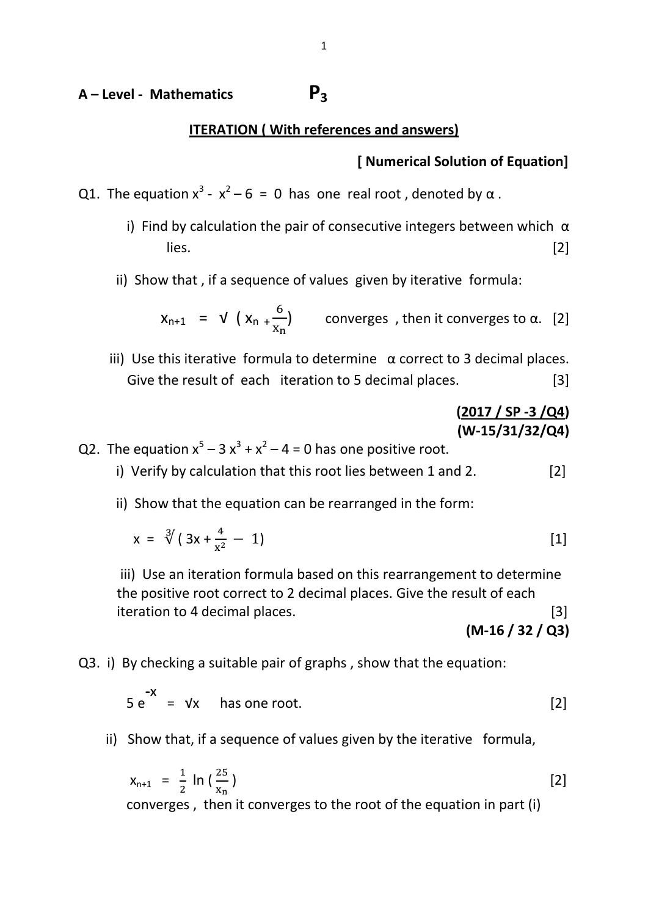**A – Level - Mathematics** **$P_3$**

## <u>ITERATION ( With references and answers)</u>

**[ Numerical Solution of Equation]**

Q1. The equation $x^3 - x^2 - 6 = 0$ has one real root , denoted by α .

i) Find by calculation the pair of consecutive integers between which α lies. [2]

ii) Show that , if a sequence of values given by iterative formula:

$$x_{n+1} = \sqrt{\left(x_n + \frac{6}{x_n}\right)}$$ converges , then it converges to α. [2]

iii) Use this iterative formula to determine α correct to 3 decimal places. Give the result of each iteration to 5 decimal places. [3]

**(<u>2017 / SP -3 /Q4</u>)**
**(W-15/31/32/Q4)**

Q2. The equation $x^5 - 3x^3 + x^2 - 4 = 0$ has one positive root.

i) Verify by calculation that this root lies between 1 and 2. [2]

ii) Show that the equation can be rearranged in the form:

$$x = \sqrt[3]{\left(3x + \frac{4}{x^2} - 1\right)}$$ [1]

iii) Use an iteration formula based on this rearrangement to determine the positive root correct to 2 decimal places. Give the result of each iteration to 4 decimal places. [3]

**(M-16 / 32 / Q3)**

Q3. i) By checking a suitable pair of graphs , show that the equation:

$$5e^{-x} = \sqrt{x}$$ has one root. [2]

ii) Show that, if a sequence of values given by the iterative formula,

$$x_{n+1} = \frac{1}{2}\ln\left(\frac{25}{x_n}\right)$$ [2]

converges , then it converges to the root of the equation in part (i)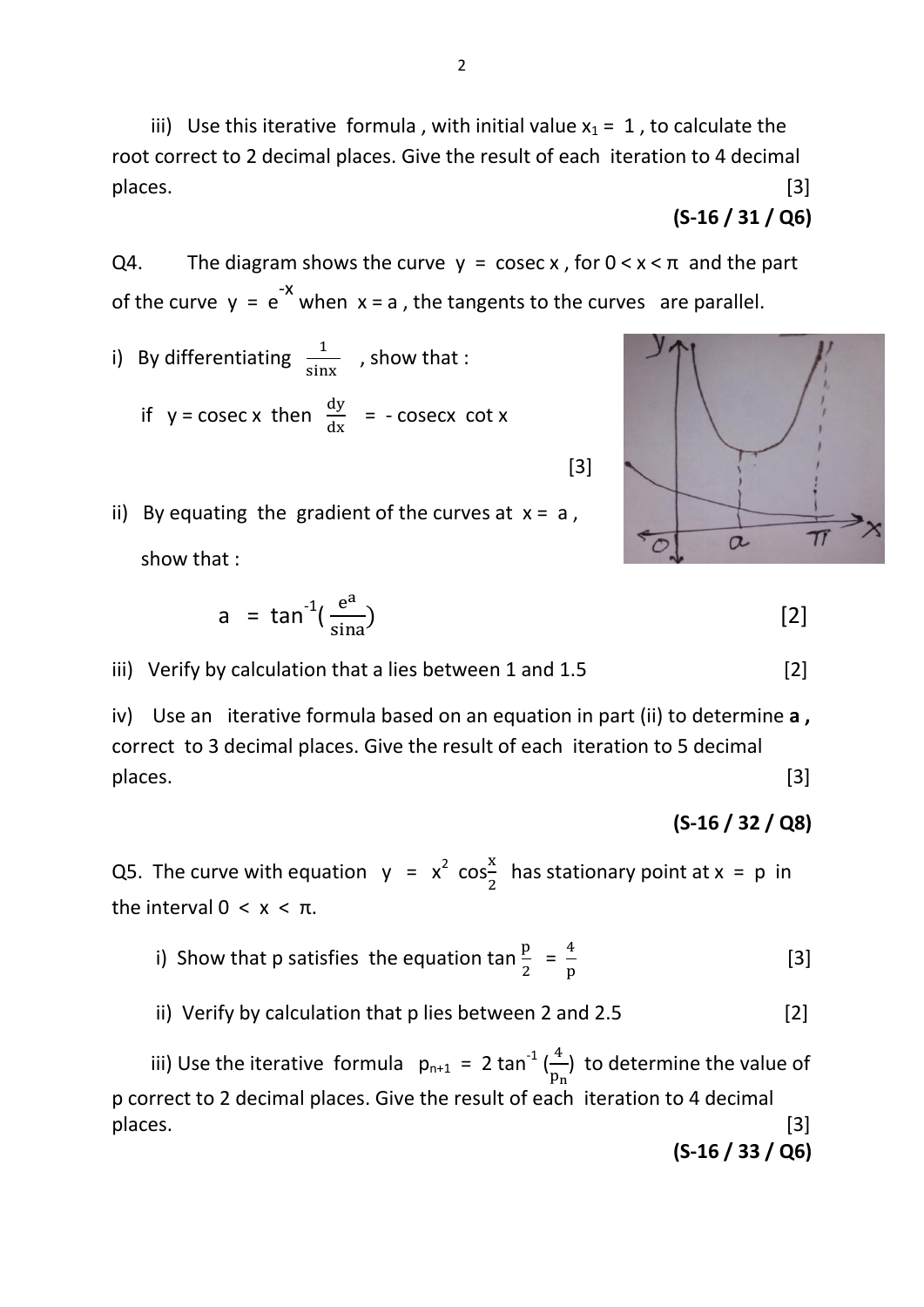iii) Use this iterative formula, with initial value $x_1 = 1$, to calculate the root correct to 2 decimal places. Give the result of each iteration to 4 decimal places. [3]

**(S-16 / 31 / Q6)**

Q4. The diagram shows the curve $y = \text{cosec } x$, for $0 < x < \pi$ and the part of the curve $y = e^{-x}$ when $x = a$, the tangents to the curves are parallel.

i) By differentiating $\frac{1}{\sin x}$, show that :

if $y = \text{cosec } x$ then $\frac{dy}{dx} = -\text{cosec}x \cot x$

[3]

ii) By equating the gradient of the curves at $x = a$, show that :

$$a = \tan^{-1}\left(\frac{e^a}{\sin a}\right)$$ [2]

iii) Verify by calculation that a lies between 1 and 1.5 [2]

iv) Use an iterative formula based on an equation in part (ii) to determine **a**, correct to 3 decimal places. Give the result of each iteration to 5 decimal places. [3]

**(S-16 / 32 / Q8)**

Q5. The curve with equation $y = x^2 \cos\frac{x}{2}$ has stationary point at $x = p$ in the interval $0 < x < \pi$.

i) Show that p satisfies the equation $\tan\frac{p}{2} = \frac{4}{p}$ [3]

ii) Verify by calculation that p lies between 2 and 2.5 [2]

iii) Use the iterative formula $p_{n+1} = 2\tan^{-1}\left(\frac{4}{p_n}\right)$ to determine the value of p correct to 2 decimal places. Give the result of each iteration to 4 decimal places. [3]

**(S-16 / 33 / Q6)**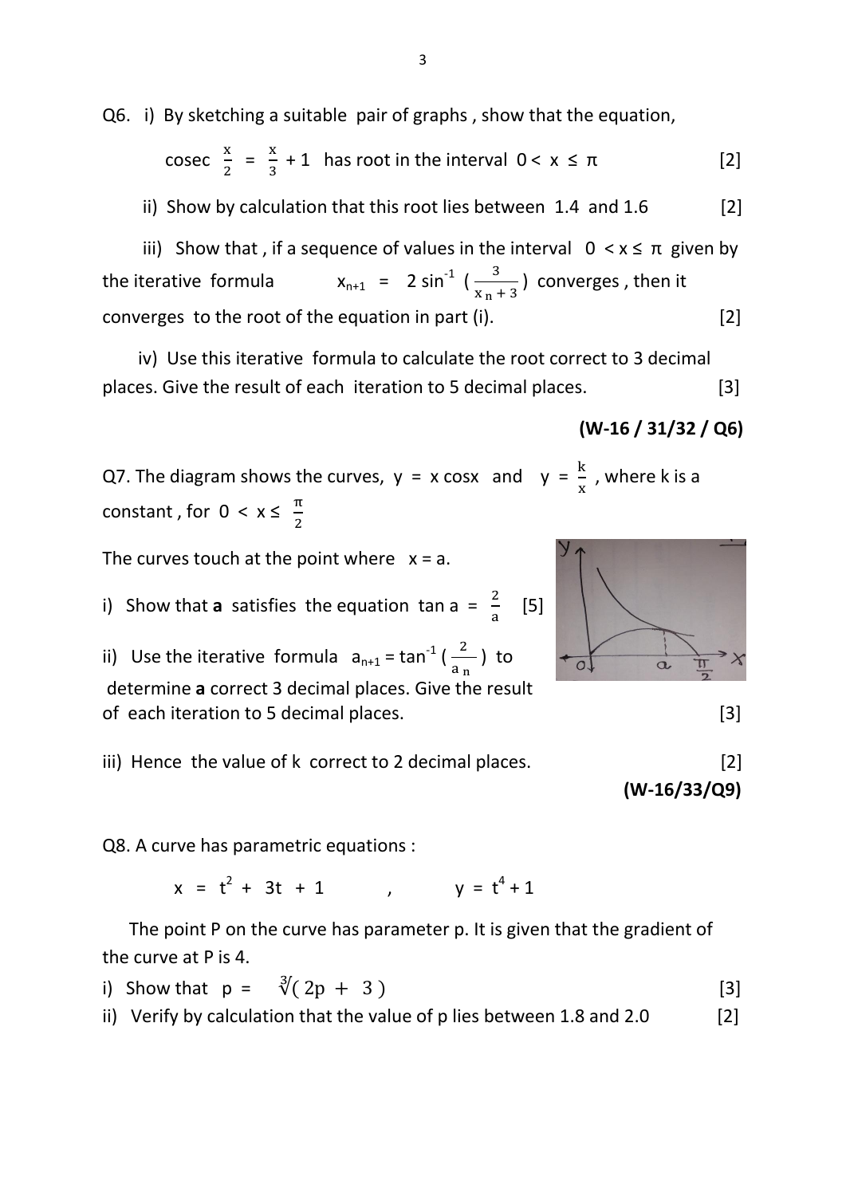Q6. i) By sketching a suitable pair of graphs, show that the equation,

$$\text{cosec}\ \frac{x}{2} = \frac{x}{3} + 1 \quad \text{has root in the interval } 0 < x \leq \pi \qquad [2]$$

ii) Show by calculation that this root lies between 1.4 and 1.6 [2]

iii) Show that, if a sequence of values in the interval $0 < x \leq \pi$ given by the iterative formula $x_{n+1} = 2\sin^{-1}\left(\frac{3}{x_n + 3}\right)$ converges, then it converges to the root of the equation in part (i). [2]

iv) Use this iterative formula to calculate the root correct to 3 decimal places. Give the result of each iteration to 5 decimal places. [3]

**(W-16 / 31/32 / Q6)**

Q7. The diagram shows the curves, $y = x\cos x$ and $y = \frac{k}{x}$, where k is a constant, for $0 < x \leq \frac{\pi}{2}$

The curves touch at the point where $x = a$.

i) Show that **a** satisfies the equation $\tan a = \frac{2}{a}$ [5]

ii) Use the iterative formula $a_{n+1} = \tan^{-1}\left(\frac{2}{a_n}\right)$ to determine **a** correct 3 decimal places. Give the result of each iteration to 5 decimal places. [3]

iii) Hence the value of k correct to 2 decimal places. [2]

**(W-16/33/Q9)**

Q8. A curve has parametric equations :

$$x = t^2 + 3t + 1 \qquad , \qquad y = t^4 + 1$$

The point P on the curve has parameter p. It is given that the gradient of the curve at P is 4.

i) Show that $p = \sqrt[3]{(2p + 3)}$ [3]

ii) Verify by calculation that the value of p lies between 1.8 and 2.0 [2]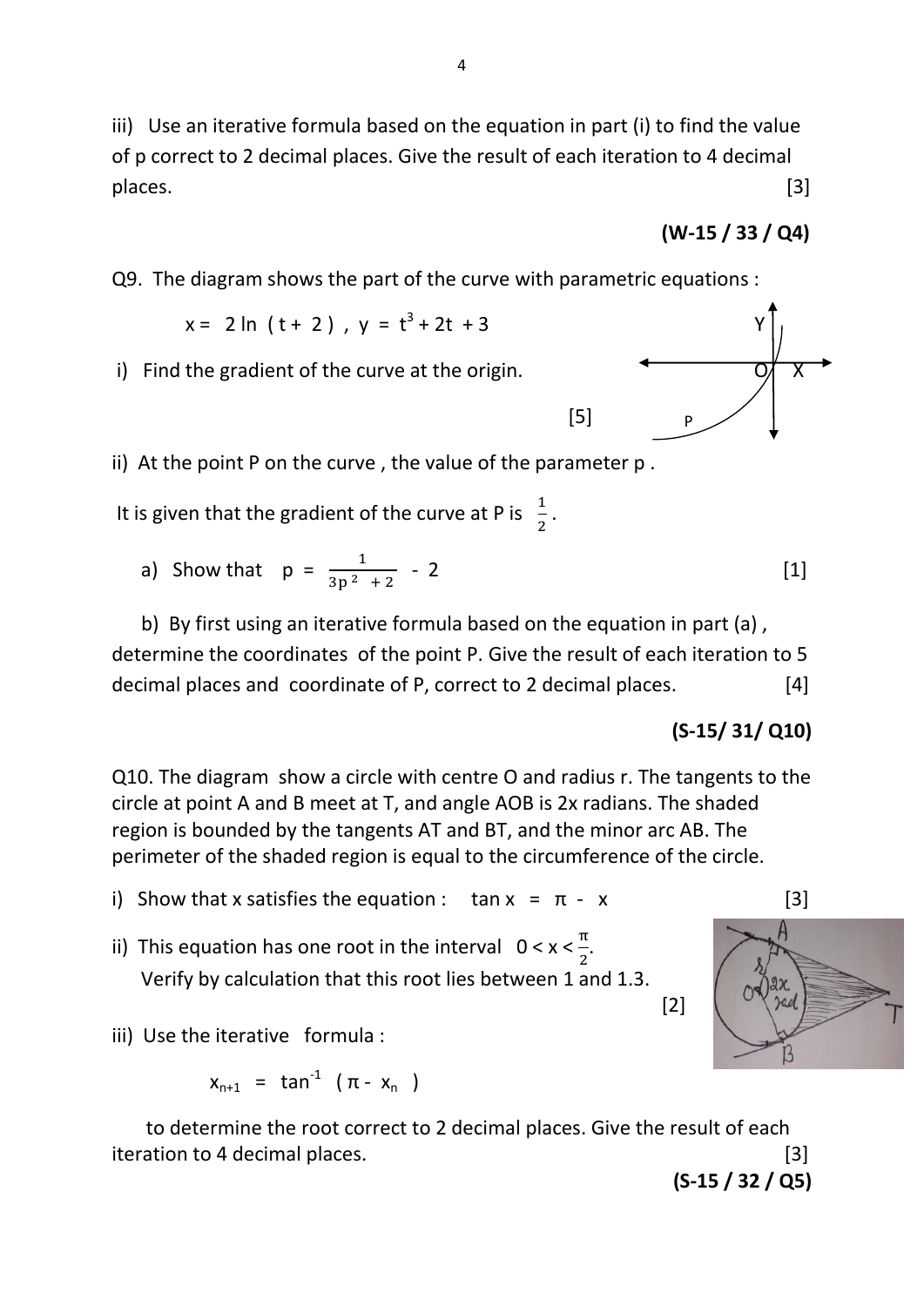iii) Use an iterative formula based on the equation in part (i) to find the value of p correct to 2 decimal places. Give the result of each iteration to 4 decimal places. [3]

**(W-15 / 33 / Q4)**

Q9. The diagram shows the part of the curve with parametric equations :

$$x = 2 \ln (t + 2), \quad y = t^3 + 2t + 3$$

i) Find the gradient of the curve at the origin. [5]

ii) At the point P on the curve , the value of the parameter p .

It is given that the gradient of the curve at P is $\frac{1}{2}$.

a) Show that $p = \frac{1}{3p^2 + 2} - 2$ [1]

b) By first using an iterative formula based on the equation in part (a) , determine the coordinates of the point P. Give the result of each iteration to 5 decimal places and coordinate of P, correct to 2 decimal places. [4]

**(S-15/ 31/ Q10)**

Q10. The diagram show a circle with centre O and radius r. The tangents to the circle at point A and B meet at T, and angle AOB is 2x radians. The shaded region is bounded by the tangents AT and BT, and the minor arc AB. The perimeter of the shaded region is equal to the circumference of the circle.

i) Show that x satisfies the equation : $\tan x = \pi - x$ [3]

ii) This equation has one root in the interval $0 < x < \frac{\pi}{2}$.
Verify by calculation that this root lies between 1 and 1.3. [2]

iii) Use the iterative formula :

$$x_{n+1} = \tan^{-1}(\pi - x_n)$$

to determine the root correct to 2 decimal places. Give the result of each iteration to 4 decimal places. [3]

**(S-15 / 32 / Q5)**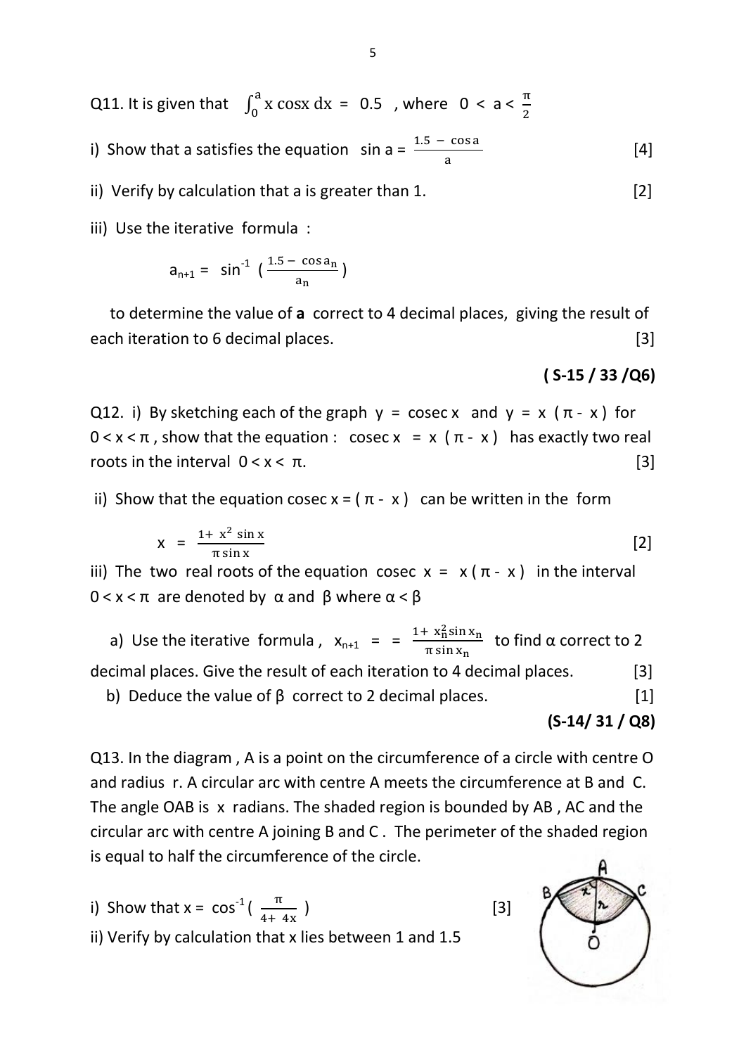Q11. It is given that $\int_0^a x \cos x \, dx = 0.5$ , where $0 < a < \frac{\pi}{2}$

i) Show that a satisfies the equation $\sin a = \frac{1.5 - \cos a}{a}$ [4]

ii) Verify by calculation that a is greater than 1. [2]

iii) Use the iterative formula :

$$a_{n+1} = \sin^{-1}\left(\frac{1.5 - \cos a_n}{a_n}\right)$$

to determine the value of **a** correct to 4 decimal places, giving the result of each iteration to 6 decimal places. [3]

**( S-15 / 33 /Q6)**

Q12. i) By sketching each of the graph $y = \operatorname{cosec} x$ and $y = x(\pi - x)$ for $0 < x < \pi$ , show that the equation : $\operatorname{cosec} x = x(\pi - x)$ has exactly two real roots in the interval $0 < x < \pi$. [3]

ii) Show that the equation $\operatorname{cosec} x = (\pi - x)$ can be written in the form

$$x = \frac{1 + x^2 \sin x}{\pi \sin x}$$ [2]

iii) The two real roots of the equation $\operatorname{cosec} x = x(\pi - x)$ in the interval $0 < x < \pi$ are denoted by $\alpha$ and $\beta$ where $\alpha < \beta$

a) Use the iterative formula , $x_{n+1} = = \frac{1 + x_n^2 \sin x_n}{\pi \sin x_n}$ to find $\alpha$ correct to 2 decimal places. Give the result of each iteration to 4 decimal places. [3]

b) Deduce the value of $\beta$ correct to 2 decimal places. [1]

**(S-14/ 31 / Q8)**

Q13. In the diagram , A is a point on the circumference of a circle with centre O and radius r. A circular arc with centre A meets the circumference at B and C. The angle OAB is x radians. The shaded region is bounded by AB , AC and the circular arc with centre A joining B and C . The perimeter of the shaded region is equal to half the circumference of the circle.

i) Show that $x = \cos^{-1}\left(\frac{\pi}{4 + 4x}\right)$ [3]

ii) Verify by calculation that x lies between 1 and 1.5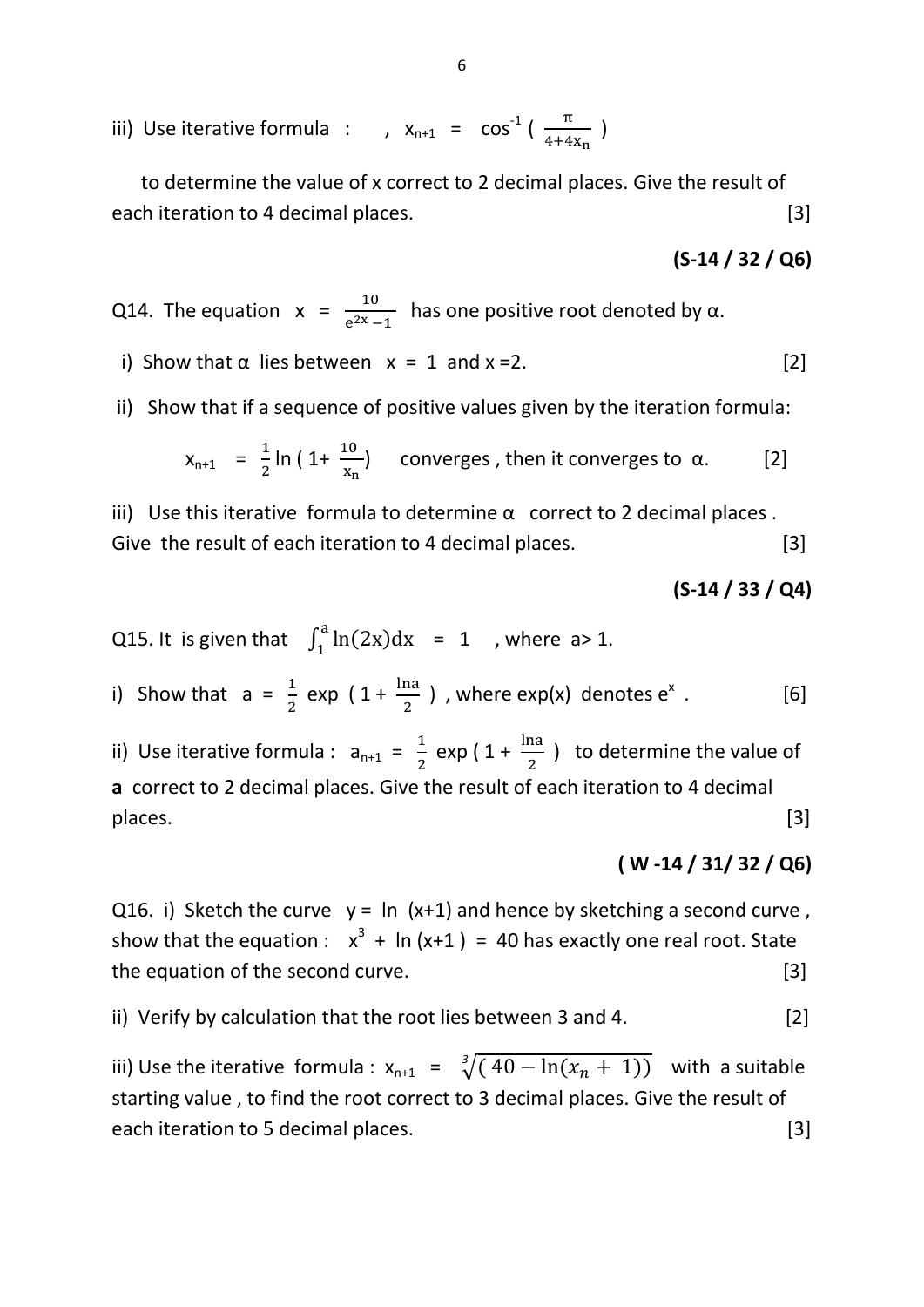iii) Use iterative formula : , $x_{n+1} = \cos^{-1}\left(\frac{\pi}{4+4x_n}\right)$

to determine the value of x correct to 2 decimal places. Give the result of each iteration to 4 decimal places. [3]

**(S-14 / 32 / Q6)**

Q14. The equation $x = \frac{10}{e^{2x}-1}$ has one positive root denoted by α.

i) Show that α lies between x = 1 and x = 2. [2]

ii) Show that if a sequence of positive values given by the iteration formula:

$$x_{n+1} = \frac{1}{2}\ln\left(1+\frac{10}{x_n}\right) \quad \text{converges , then it converges to } \alpha. \qquad [2]$$

iii) Use this iterative formula to determine α correct to 2 decimal places . Give the result of each iteration to 4 decimal places. [3]

**(S-14 / 33 / Q4)**

Q15. It is given that $\int_1^a \ln(2x)dx = 1$ , where a> 1.

i) Show that $a = \frac{1}{2}\exp\left(1+\frac{\ln a}{2}\right)$ , where exp(x) denotes $e^x$ . [6]

ii) Use iterative formula : $a_{n+1} = \frac{1}{2}\exp\left(1+\frac{\ln a}{2}\right)$ to determine the value of **a** correct to 2 decimal places. Give the result of each iteration to 4 decimal places. [3]

**( W -14 / 31/ 32 / Q6)**

Q16. i) Sketch the curve y = ln (x+1) and hence by sketching a second curve , show that the equation : $x^3 + \ln(x+1) = 40$ has exactly one real root. State the equation of the second curve. [3]

ii) Verify by calculation that the root lies between 3 and 4. [2]

iii) Use the iterative formula : $x_{n+1} = \sqrt[3]{(40-\ln(x_n+1))}$ with a suitable starting value , to find the root correct to 3 decimal places. Give the result of each iteration to 5 decimal places. [3]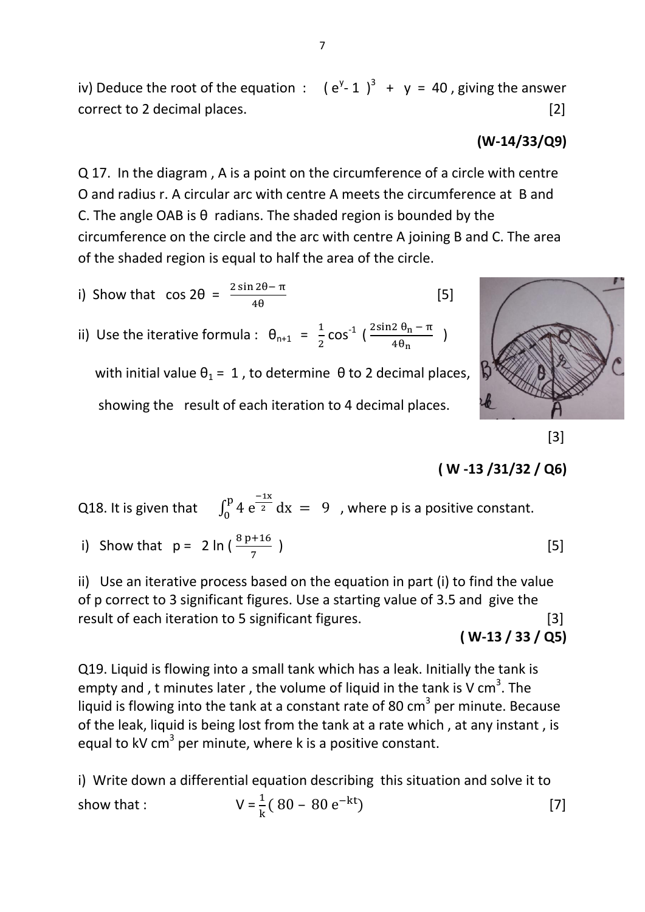iv) Deduce the root of the equation : $(e^{y} - 1)^3 + y = 40$ , giving the answer correct to 2 decimal places. [2]

**(W-14/33/Q9)**

Q 17. In the diagram , A is a point on the circumference of a circle with centre O and radius r. A circular arc with centre A meets the circumference at B and C. The angle OAB is θ radians. The shaded region is bounded by the circumference on the circle and the arc with centre A joining B and C. The area of the shaded region is equal to half the area of the circle.

i) Show that $\cos 2\theta = \frac{2\sin 2\theta - \pi}{4\theta}$ [5]

ii) Use the iterative formula : $\theta_{n+1} = \frac{1}{2}\cos^{-1}\left(\frac{2\sin 2\theta_n - \pi}{4\theta_n}\right)$

with initial value $\theta_1 = 1$ , to determine θ to 2 decimal places, showing the result of each iteration to 4 decimal places. [3]

**( W -13 /31/32 / Q6)**

Q18. It is given that $\int_0^p 4\, e^{\frac{-1x}{2}}\, dx = 9$ , where p is a positive constant.

i) Show that $p = 2\ln\left(\frac{8p+16}{7}\right)$ [5]

ii) Use an iterative process based on the equation in part (i) to find the value of p correct to 3 significant figures. Use a starting value of 3.5 and give the result of each iteration to 5 significant figures. [3]

**( W-13 / 33 / Q5)**

Q19. Liquid is flowing into a small tank which has a leak. Initially the tank is empty and , t minutes later , the volume of liquid in the tank is V $cm^3$. The liquid is flowing into the tank at a constant rate of 80 $cm^3$ per minute. Because of the leak, liquid is being lost from the tank at a rate which , at any instant , is equal to kV $cm^3$ per minute, where k is a positive constant.

i) Write down a differential equation describing this situation and solve it to show that : $V = \frac{1}{k}(80 - 80\,e^{-kt})$ [7]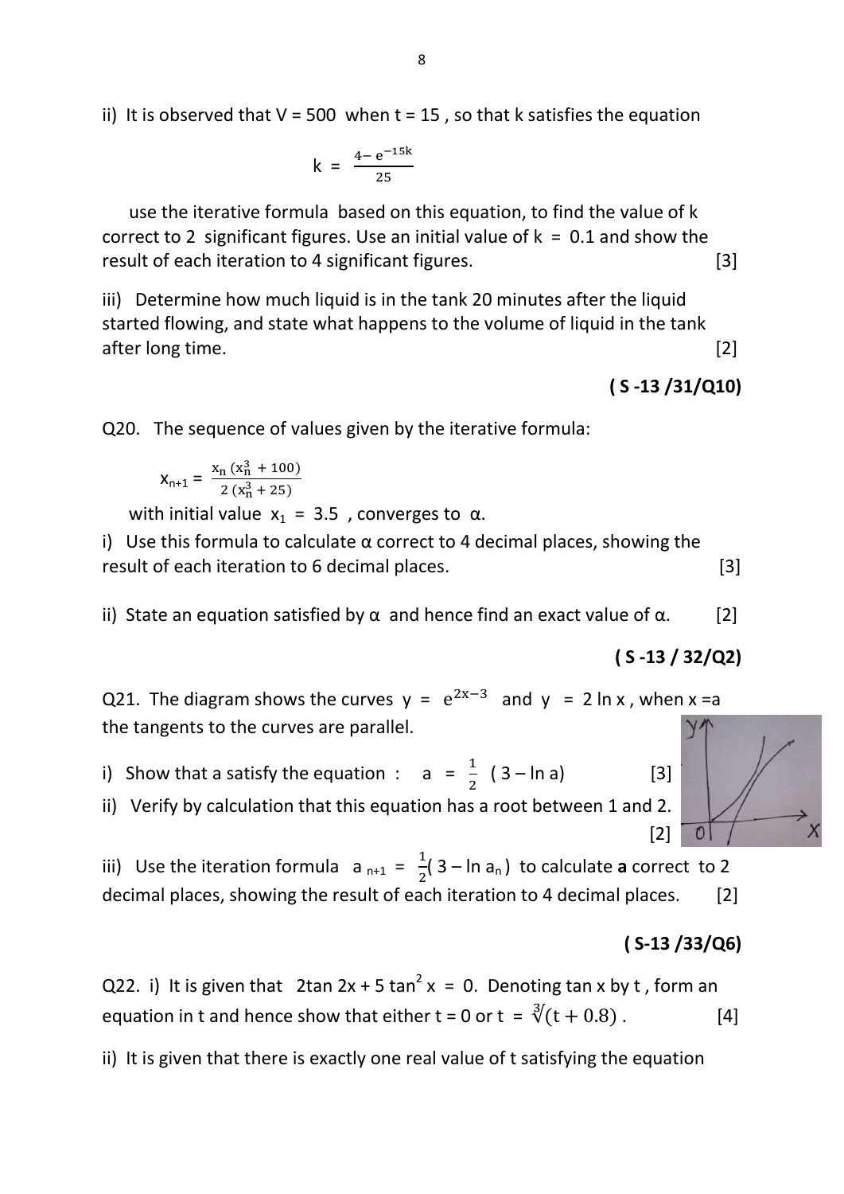ii) It is observed that V = 500 when t = 15 , so that k satisfies the equation

$$k = \frac{4 - e^{-15k}}{25}$$

use the iterative formula based on this equation, to find the value of k correct to 2 significant figures. Use an initial value of k = 0.1 and show the result of each iteration to 4 significant figures. [3]

iii) Determine how much liquid is in the tank 20 minutes after the liquid started flowing, and state what happens to the volume of liquid in the tank after long time. [2]

**( S -13 /31/Q10)**

Q20. The sequence of values given by the iterative formula:

$$x_{n+1} = \frac{x_n\,(x_n^3 + 100)}{2\,(x_n^3 + 25)}$$

with initial value $x_1 = 3.5$ , converges to α.

i) Use this formula to calculate α correct to 4 decimal places, showing the result of each iteration to 6 decimal places. [3]

ii) State an equation satisfied by α and hence find an exact value of α. [2]

**( S -13 / 32/Q2)**

Q21. The diagram shows the curves $y = e^{2x-3}$ and $y = 2 \ln x$ , when x =a the tangents to the curves are parallel.

i) Show that a satisfy the equation : $a = \frac{1}{2}(3 - \ln a)$ [3]

ii) Verify by calculation that this equation has a root between 1 and 2. [2]

iii) Use the iteration formula $a_{n+1} = \frac{1}{2}(3 - \ln a_n)$ to calculate **a** correct to 2 decimal places, showing the result of each iteration to 4 decimal places. [2]

**( S-13 /33/Q6)**

Q22. i) It is given that $2\tan 2x + 5\tan^2 x = 0$. Denoting tan x by t , form an equation in t and hence show that either t = 0 or $t = \sqrt[3]{(t + 0.8)}$ . [4]

ii) It is given that there is exactly one real value of t satisfying the equation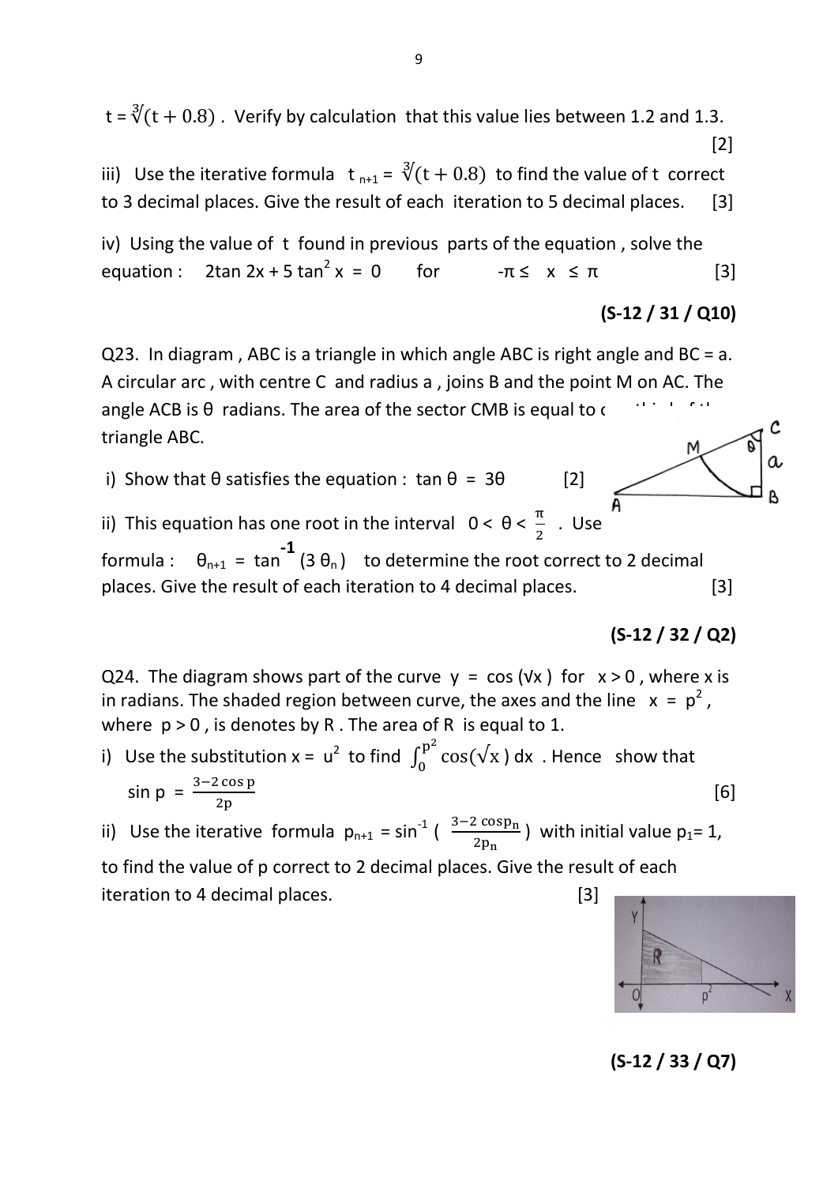$t = \sqrt[3]{(t + 0.8)}$ . Verify by calculation that this value lies between 1.2 and 1.3. [2]

iii) Use the iterative formula $t_{n+1} = \sqrt[3]{(t + 0.8)}$ to find the value of t correct to 3 decimal places. Give the result of each iteration to 5 decimal places. [3]

iv) Using the value of t found in previous parts of the equation , solve the equation : $2\tan 2x + 5\tan^2 x = 0$ for $-\pi \le x \le \pi$ [3]

**(S-12 / 31 / Q10)**

Q23. In diagram , ABC is a triangle in which angle ABC is right angle and BC = a. A circular arc , with centre C and radius a , joins B and the point M on AC. The angle ACB is θ radians. The area of the sector CMB is equal to one third of the triangle ABC.

i) Show that θ satisfies the equation : $\tan\theta = 3\theta$ [2]

ii) This equation has one root in the interval $0 < \theta < \frac{\pi}{2}$ . Use formula : $\theta_{n+1} = \tan^{-1}(3\theta_n)$ to determine the root correct to 2 decimal places. Give the result of each iteration to 4 decimal places. [3]

**(S-12 / 32 / Q2)**

Q24. The diagram shows part of the curve $y = \cos(\sqrt{x})$ for $x > 0$ , where x is in radians. The shaded region between curve, the axes and the line $x = p^2$, where $p > 0$ , is denotes by R . The area of R is equal to 1.

i) Use the substitution $x = u^2$ to find $\int_0^{p^2} \cos(\sqrt{x})\, dx$ . Hence show that $\sin p = \frac{3 - 2\cos p}{2p}$ [6]

ii) Use the iterative formula $p_{n+1} = \sin^{-1}\left(\frac{3 - 2\cos p_n}{2p_n}\right)$ with initial value $p_1 = 1$, to find the value of p correct to 2 decimal places. Give the result of each iteration to 4 decimal places. [3]

**(S-12 / 33 / Q7)**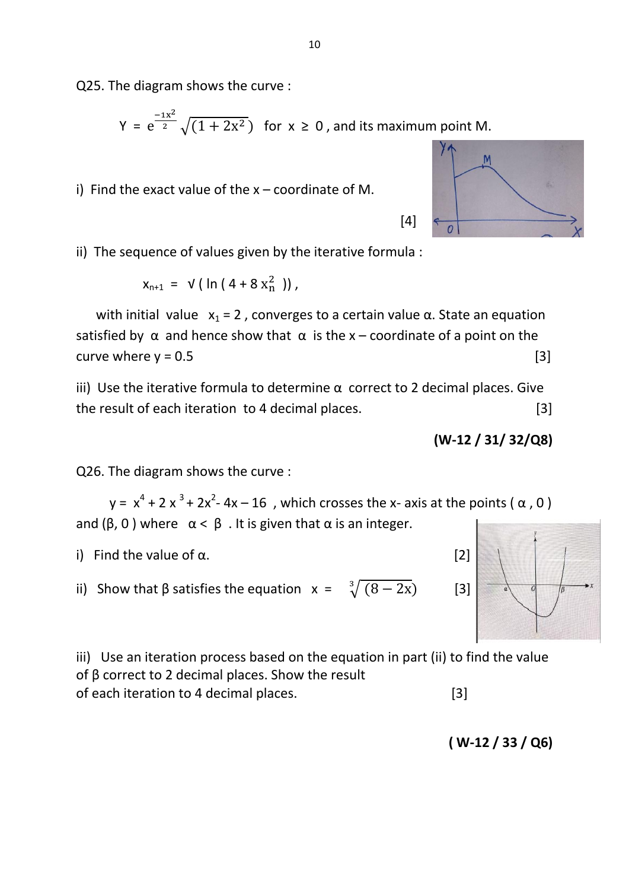Q25. The diagram shows the curve :

$$Y = e^{\frac{-1x^2}{2}} \sqrt{(1 + 2x^2)} \quad \text{for } x \geq 0 \text{, and its maximum point M.}$$

i) Find the exact value of the x – coordinate of M. [4]

ii) The sequence of values given by the iterative formula :

$$x_{n+1} = \sqrt{\ln(4 + 8x_n^2)},$$

with initial value $x_1 = 2$ , converges to a certain value α. State an equation satisfied by α and hence show that α is the x – coordinate of a point on the curve where y = 0.5 [3]

iii) Use the iterative formula to determine α correct to 2 decimal places. Give the result of each iteration to 4 decimal places. [3]

**(W-12 / 31/ 32/Q8)**

Q26. The diagram shows the curve :

$y = x^4 + 2x^3 + 2x^2 - 4x - 16$ , which crosses the x- axis at the points ( α , 0 ) and (β, 0 ) where α < β . It is given that α is an integer.

i) Find the value of α. [2]

ii) Show that β satisfies the equation $x = \sqrt[3]{(8 - 2x)}$ [3]

iii) Use an iteration process based on the equation in part (ii) to find the value of β correct to 2 decimal places. Show the result of each iteration to 4 decimal places. [3]

**( W-12 / 33 / Q6)**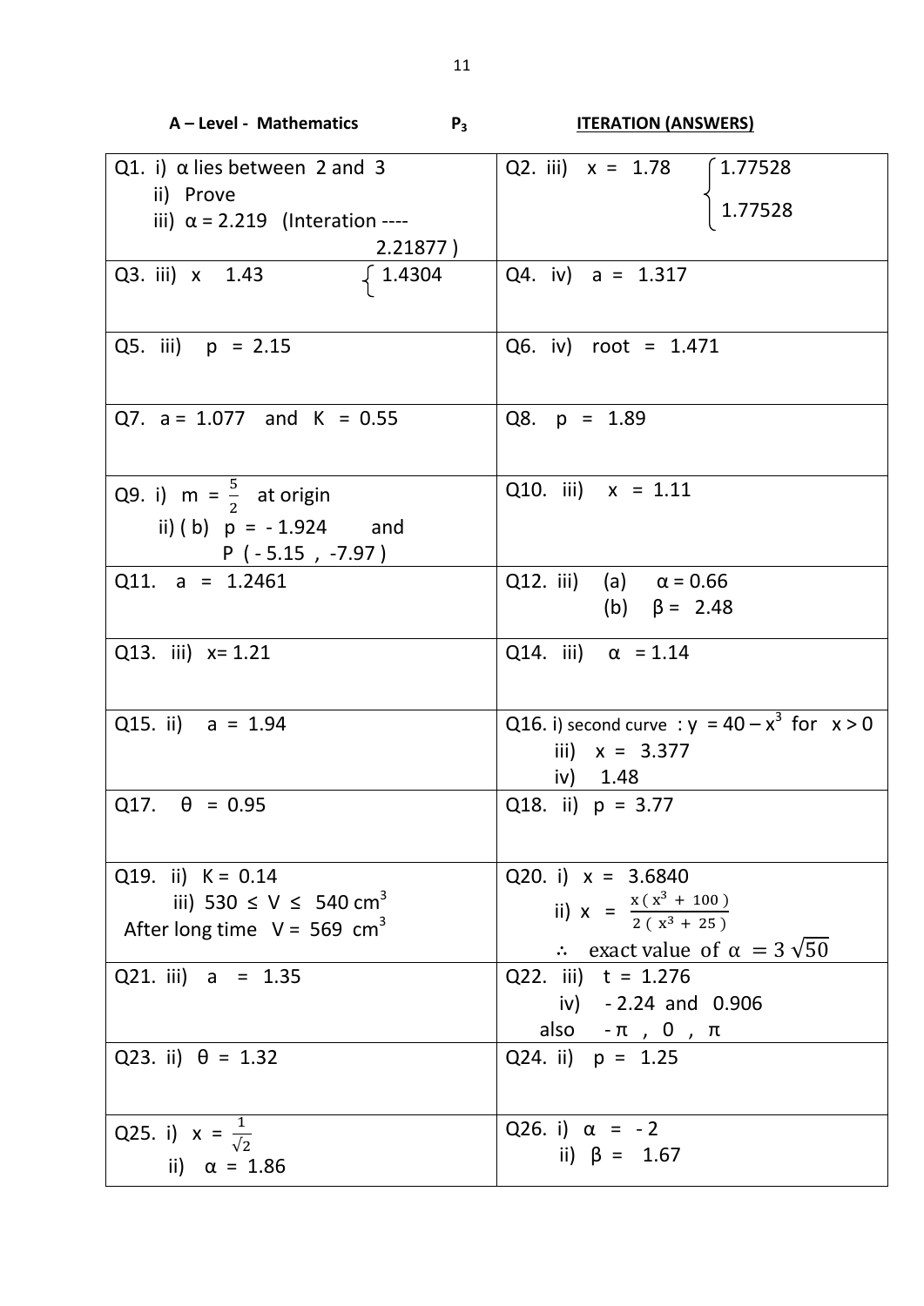**A – Level - Mathematics** **$P_3$** **ITERATION (ANSWERS)**

| | |
|---|---|
| Q1. i) $\alpha$ lies between 2 and 3<br>ii) Prove<br>iii) $\alpha = 2.219$ (Interation ---- 2.21877 ) | Q2. iii) $x = 1.78$ $\begin{cases} 1.77528 \\ 1.77528 \end{cases}$ |
| Q3. iii) x 1.43 $\{$ 1.4304 | Q4. iv) $a = 1.317$ |
| Q5. iii) $p = 2.15$ | Q6. iv) root = 1.471 |
| Q7. $a = 1.077$ and $K = 0.55$ | Q8. $p = 1.89$ |
| Q9. i) $m = \frac{5}{2}$ at origin<br>ii) ( b) $p = -1.924$ and $P\ (-5.15\ ,\ -7.97)$ | Q10. iii) $x = 1.11$ |
| Q11. $a = 1.2461$ | Q12. iii) (a) $\alpha = 0.66$<br>(b) $\beta = 2.48$ |
| Q13. iii) $x = 1.21$ | Q14. iii) $\alpha = 1.14$ |
| Q15. ii) $a = 1.94$ | Q16. i) second curve : $y = 40 - x^3$ for $x > 0$<br>iii) $x = 3.377$<br>iv) 1.48 |
| Q17. $\theta = 0.95$ | Q18. ii) $p = 3.77$ |
| Q19. ii) $K = 0.14$<br>iii) $530 \leq V \leq 540\ cm^3$<br>After long time $V = 569\ cm^3$ | Q20. i) $x = 3.6840$<br>ii) $x = \frac{x(x^3 + 100)}{2(x^3 + 25)}$<br>$\therefore$ exact value of $\alpha = 3\sqrt{50}$ |
| Q21. iii) $a = 1.35$ | Q22. iii) $t = 1.276$<br>iv) - 2.24 and 0.906<br>also $-\pi$ , 0 , $\pi$ |
| Q23. ii) $\theta = 1.32$ | Q24. ii) $p = 1.25$ |
| Q25. i) $x = \frac{1}{\sqrt{2}}$<br>ii) $\alpha = 1.86$ | Q26. i) $\alpha = -2$<br>ii) $\beta = 1.67$ |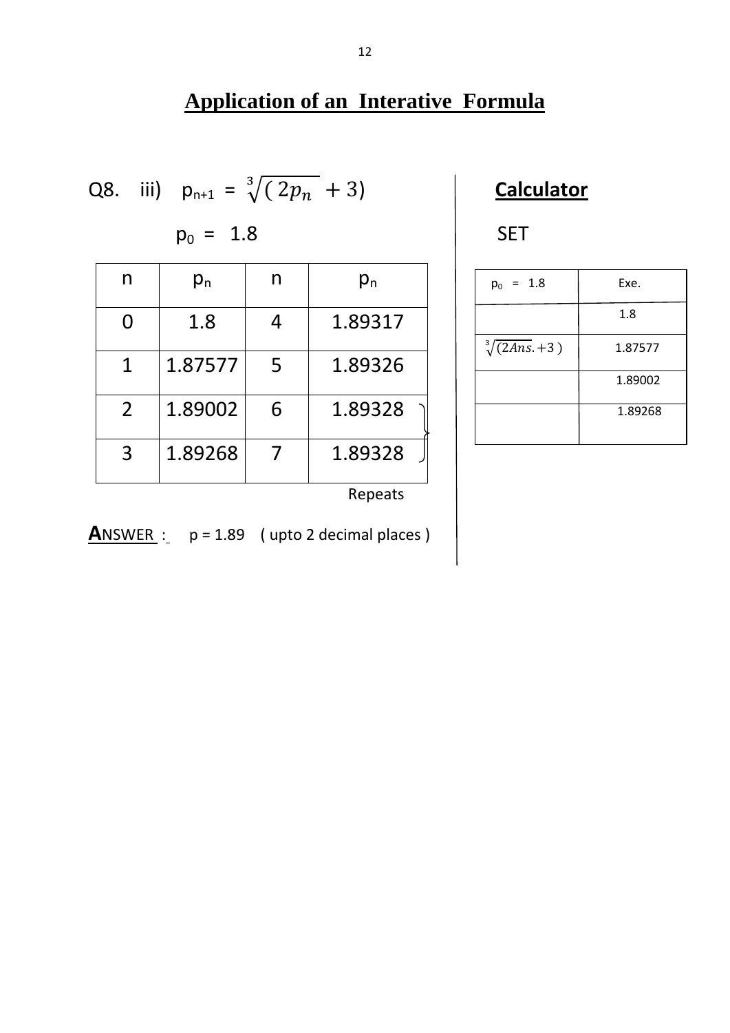# Application of an Interative Formula

Q8. iii) $p_{n+1} = \sqrt[3]{(2p_n + 3)}$

$p_0 = 1.8$

| n | $p_n$ | n | $p_n$ |
|---|---|---|---|
| 0 | 1.8 | 4 | 1.89317 |
| 1 | 1.87577 | 5 | 1.89326 |
| 2 | 1.89002 | 6 | 1.89328 |
| 3 | 1.89268 | 7 | 1.89328 |

Repeats

**A**NSWER : p = 1.89 ( upto 2 decimal places )

**Calculator**

SET

| $p_0 = 1.8$ | Exe. |
|---|---|
| | 1.8 |
| $\sqrt[3]{(2Ans. + 3)}$ | 1.87577 |
| | 1.89002 |
| | 1.89268 |